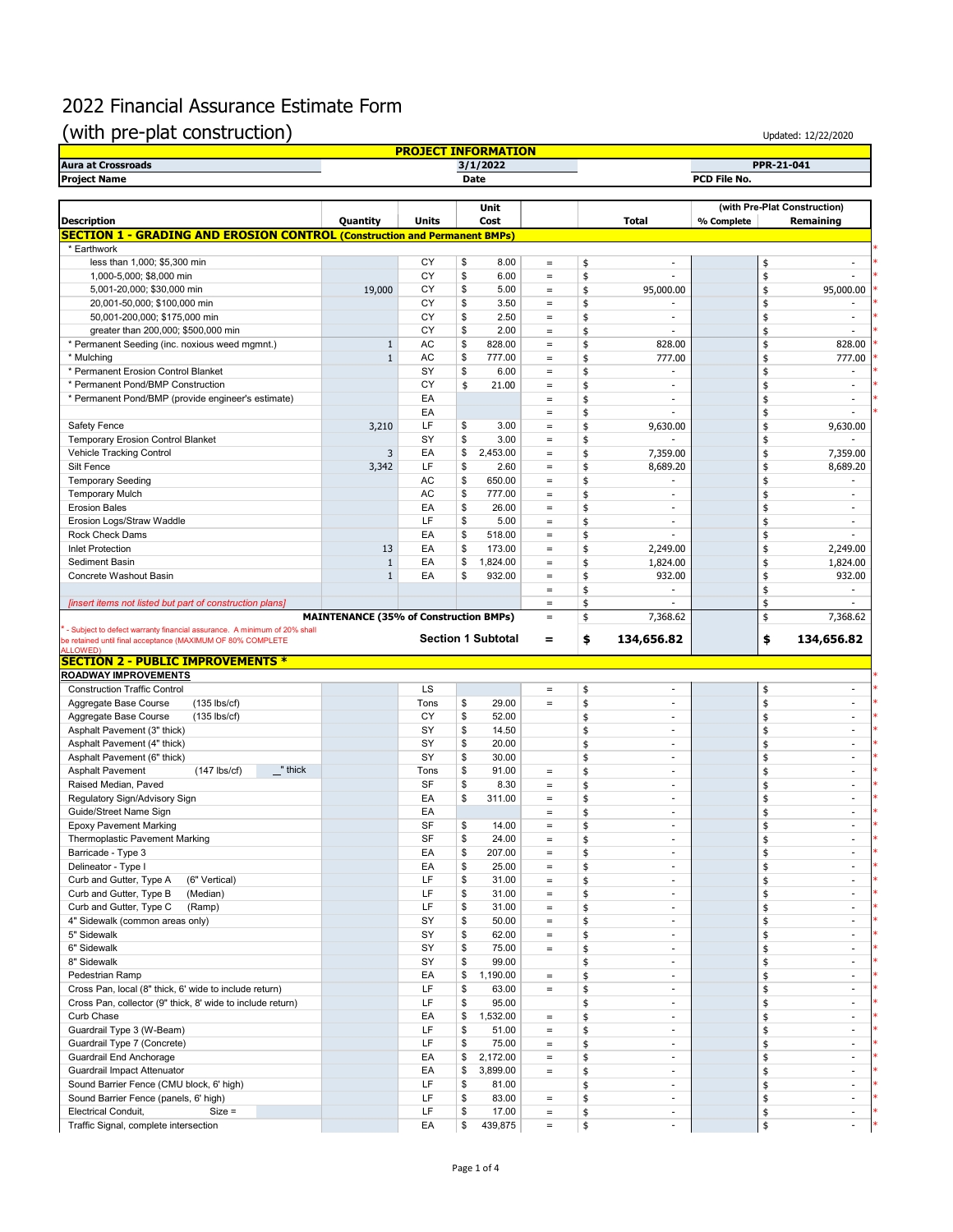# 2022 Financial Assurance Estimate Form

## (with pre-plat construction)

Updated: 12/22/2020

**PROJECT INFORMATION**

| Aura at Crossroads | 3/1/2022 | PPR-21-041 |
|---|---|---|
| **Project Name** | **Date** | **PCD File No.** |

| Description | Quantity | Units | Unit Cost | | Total | % Complete (with Pre-Plat Construction) | Remaining (with Pre-Plat Construction) |
|---|---|---|---|---|---|---|---|
| **SECTION 1 - GRADING AND EROSION CONTROL (Construction and Permanent BMPs)** | | | | | | | |
| * Earthwork | | | | | | | |
| less than 1,000; $5,300 min | | CY | $ 8.00 | = | $ - | | $ - |
| 1,000-5,000; $8,000 min | | CY | $ 6.00 | = | $ - | | $ - |
| 5,001-20,000; $30,000 min | 19,000 | CY | $ 5.00 | = | $ 95,000.00 | | $ 95,000.00 |
| 20,001-50,000; $100,000 min | | CY | $ 3.50 | = | $ - | | $ - |
| 50,001-200,000; $175,000 min | | CY | $ 2.50 | = | $ - | | $ - |
| greater than 200,000; $500,000 min | | CY | $ 2.00 | = | $ - | | $ - |
| * Permanent Seeding (inc. noxious weed mgmnt.) | 1 | AC | $ 828.00 | = | $ 828.00 | | $ 828.00 |
| * Mulching | 1 | AC | $ 777.00 | = | $ 777.00 | | $ 777.00 |
| * Permanent Erosion Control Blanket | | SY | $ 6.00 | = | $ - | | $ - |
| * Permanent Pond/BMP Construction | | CY | $ 21.00 | = | $ - | | $ - |
| * Permanent Pond/BMP (provide engineer's estimate) | | EA | | = | $ - | | $ - |
| | | EA | | = | $ - | | $ - |
| Safety Fence | 3,210 | LF | $ 3.00 | = | $ 9,630.00 | | $ 9,630.00 |
| Temporary Erosion Control Blanket | | SY | $ 3.00 | = | $ - | | $ - |
| Vehicle Tracking Control | 3 | EA | $ 2,453.00 | = | $ 7,359.00 | | $ 7,359.00 |
| Silt Fence | 3,342 | LF | $ 2.60 | = | $ 8,689.20 | | $ 8,689.20 |
| Temporary Seeding | | AC | $ 650.00 | = | $ - | | $ - |
| Temporary Mulch | | AC | $ 777.00 | = | $ - | | $ - |
| Erosion Bales | | EA | $ 26.00 | = | $ - | | $ - |
| Erosion Logs/Straw Waddle | | LF | $ 5.00 | = | $ - | | $ - |
| Rock Check Dams | | EA | $ 518.00 | = | $ - | | $ - |
| Inlet Protection | 13 | EA | $ 173.00 | = | $ 2,249.00 | | $ 2,249.00 |
| Sediment Basin | 1 | EA | $ 1,824.00 | = | $ 1,824.00 | | $ 1,824.00 |
| Concrete Washout Basin | 1 | EA | $ 932.00 | = | $ 932.00 | | $ 932.00 |
| | | | | = | $ - | | $ - |
| *[insert items not listed but part of construction plans]* | | | | = | $ - | | $ - |
| **MAINTENANCE (35% of Construction BMPs)** | | | | = | $ 7,368.62 | | $ 7,368.62 |
| * - Subject to defect warranty financial assurance. A minimum of 20% shall be retained until final acceptance (MAXIMUM OF 80% COMPLETE ALLOWED) | | | **Section 1 Subtotal** | **=** | **$ 134,656.82** | | **$ 134,656.82** |
| **SECTION 2 - PUBLIC IMPROVEMENTS *** | | | | | | | |
| **ROADWAY IMPROVEMENTS** | | | | | | | |
| Construction Traffic Control | | LS | | = | $ - | | $ - |
| Aggregate Base Course (135 lbs/cf) | | Tons | $ 29.00 | = | $ - | | $ - |
| Aggregate Base Course (135 lbs/cf) | | CY | $ 52.00 | | $ - | | $ - |
| Asphalt Pavement (3" thick) | | SY | $ 14.50 | | $ - | | $ - |
| Asphalt Pavement (4" thick) | | SY | $ 20.00 | | $ - | | $ - |
| Asphalt Pavement (6" thick) | | SY | $ 30.00 | | $ - | | $ - |
| Asphalt Pavement (147 lbs/cf) _" thick | | Tons | $ 91.00 | = | $ - | | $ - |
| Raised Median, Paved | | SF | $ 8.30 | = | $ - | | $ - |
| Regulatory Sign/Advisory Sign | | EA | $ 311.00 | = | $ - | | $ - |
| Guide/Street Name Sign | | EA | | = | $ - | | $ - |
| Epoxy Pavement Marking | | SF | $ 14.00 | = | $ - | | $ - |
| Thermoplastic Pavement Marking | | SF | $ 24.00 | = | $ - | | $ - |
| Barricade - Type 3 | | EA | $ 207.00 | = | $ - | | $ - |
| Delineator - Type I | | EA | $ 25.00 | = | $ - | | $ - |
| Curb and Gutter, Type A (6" Vertical) | | LF | $ 31.00 | = | $ - | | $ - |
| Curb and Gutter, Type B (Median) | | LF | $ 31.00 | = | $ - | | $ - |
| Curb and Gutter, Type C (Ramp) | | LF | $ 31.00 | = | $ - | | $ - |
| 4" Sidewalk (common areas only) | | SY | $ 50.00 | = | $ - | | $ - |
| 5" Sidewalk | | SY | $ 62.00 | = | $ - | | $ - |
| 6" Sidewalk | | SY | $ 75.00 | = | $ - | | $ - |
| 8" Sidewalk | | SY | $ 99.00 | | $ - | | $ - |
| Pedestrian Ramp | | EA | $ 1,190.00 | = | $ - | | $ - |
| Cross Pan, local (8" thick, 6' wide to include return) | | LF | $ 63.00 | = | $ - | | $ - |
| Cross Pan, collector (9" thick, 8' wide to include return) | | LF | $ 95.00 | | $ - | | $ - |
| Curb Chase | | EA | $ 1,532.00 | = | $ - | | $ - |
| Guardrail Type 3 (W-Beam) | | LF | $ 51.00 | = | $ - | | $ - |
| Guardrail Type 7 (Concrete) | | LF | $ 75.00 | = | $ - | | $ - |
| Guardrail End Anchorage | | EA | $ 2,172.00 | = | $ - | | $ - |
| Guardrail Impact Attenuator | | EA | $ 3,899.00 | = | $ - | | $ - |
| Sound Barrier Fence (CMU block, 6' high) | | LF | $ 81.00 | | $ - | | $ - |
| Sound Barrier Fence (panels, 6' high) | | LF | $ 83.00 | = | $ - | | $ - |
| Electrical Conduit, Size = | | LF | $ 17.00 | = | $ - | | $ - |
| Traffic Signal, complete intersection | | EA | $ 439,875 | = | $ - | | $ - |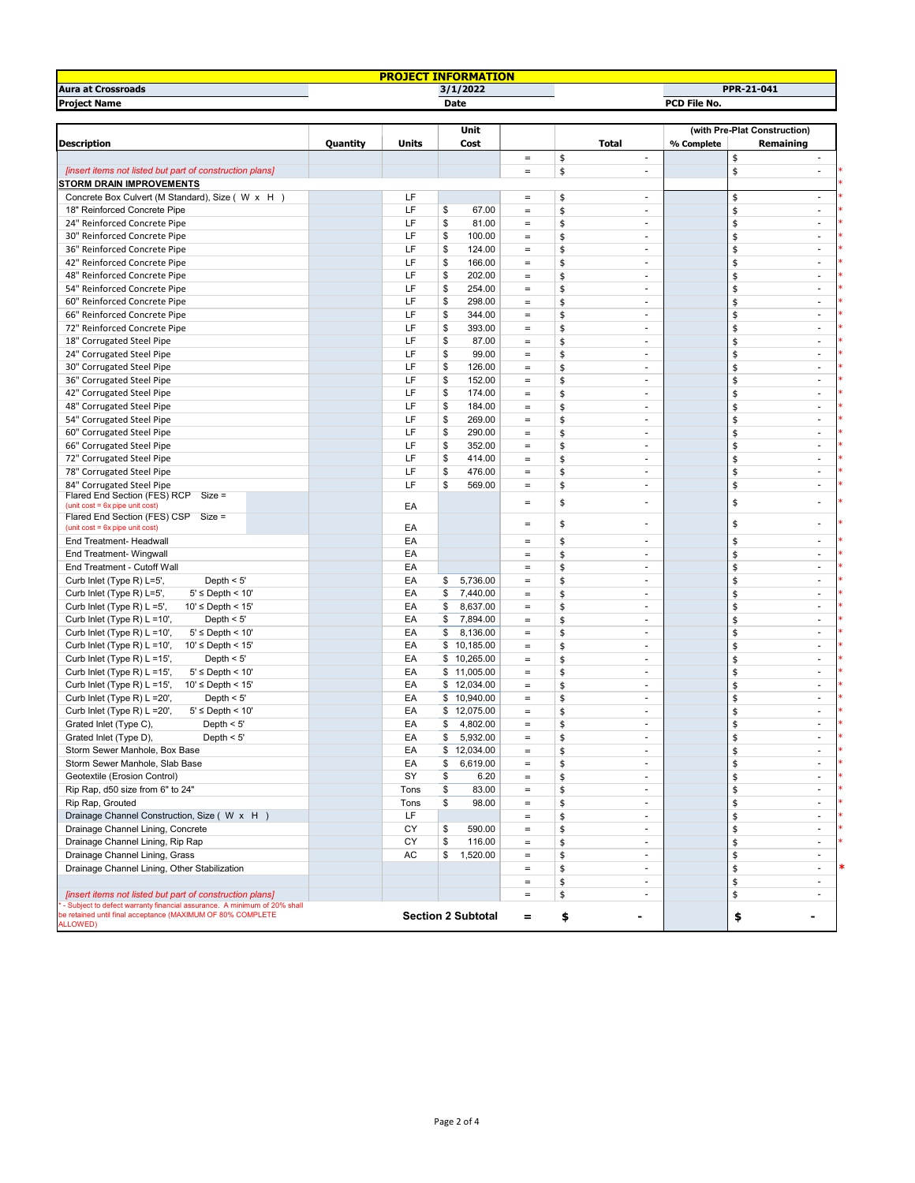| PROJECT INFORMATION | | | |
|---|---|---|---|
| Aura at Crossroads | 3/1/2022 | | PPR-21-041 |
| Project Name | Date | | PCD File No. |

| Description | Quantity | Units | Unit Cost | | Total | (with Pre-Plat Construction) % Complete | Remaining | |
|---|---|---|---|---|---|---|---|---|
| | | | | = | $ - | | $ - | |
| *[insert items not listed but part of construction plans]* | | | | = | $ - | | $ - | * |
| **STORM DRAIN IMPROVEMENTS** | | | | | | | | * |
| Concrete Box Culvert (M Standard), Size ( W x H ) | | LF | | = | $ - | | $ - | * |
| 18" Reinforced Concrete Pipe | | LF | $ 67.00 | = | $ - | | $ - | * |
| 24" Reinforced Concrete Pipe | | LF | $ 81.00 | = | $ - | | $ - | * |
| 30" Reinforced Concrete Pipe | | LF | $ 100.00 | = | $ - | | $ - | * |
| 36" Reinforced Concrete Pipe | | LF | $ 124.00 | = | $ - | | $ - | * |
| 42" Reinforced Concrete Pipe | | LF | $ 166.00 | = | $ - | | $ - | * |
| 48" Reinforced Concrete Pipe | | LF | $ 202.00 | = | $ - | | $ - | * |
| 54" Reinforced Concrete Pipe | | LF | $ 254.00 | = | $ - | | $ - | * |
| 60" Reinforced Concrete Pipe | | LF | $ 298.00 | = | $ - | | $ - | * |
| 66" Reinforced Concrete Pipe | | LF | $ 344.00 | = | $ - | | $ - | * |
| 72" Reinforced Concrete Pipe | | LF | $ 393.00 | = | $ - | | $ - | * |
| 18" Corrugated Steel Pipe | | LF | $ 87.00 | = | $ - | | $ - | * |
| 24" Corrugated Steel Pipe | | LF | $ 99.00 | = | $ - | | $ - | * |
| 30" Corrugated Steel Pipe | | LF | $ 126.00 | = | $ - | | $ - | * |
| 36" Corrugated Steel Pipe | | LF | $ 152.00 | = | $ - | | $ - | * |
| 42" Corrugated Steel Pipe | | LF | $ 174.00 | = | $ - | | $ - | * |
| 48" Corrugated Steel Pipe | | LF | $ 184.00 | = | $ - | | $ - | * |
| 54" Corrugated Steel Pipe | | LF | $ 269.00 | = | $ - | | $ - | * |
| 60" Corrugated Steel Pipe | | LF | $ 290.00 | = | $ - | | $ - | * |
| 66" Corrugated Steel Pipe | | LF | $ 352.00 | = | $ - | | $ - | * |
| 72" Corrugated Steel Pipe | | LF | $ 414.00 | = | $ - | | $ - | * |
| 78" Corrugated Steel Pipe | | LF | $ 476.00 | = | $ - | | $ - | * |
| 84" Corrugated Steel Pipe | | LF | $ 569.00 | = | $ - | | $ - | * |
| Flared End Section (FES) RCP Size = (unit cost = 6x pipe unit cost) | | EA | | = | $ - | | $ - | * |
| Flared End Section (FES) CSP Size = (unit cost = 6x pipe unit cost) | | EA | | = | $ - | | $ - | * |
| End Treatment- Headwall | | EA | | = | $ - | | $ - | * |
| End Treatment- Wingwall | | EA | | = | $ - | | $ - | * |
| End Treatment - Cutoff Wall | | EA | | = | $ - | | $ - | * |
| Curb Inlet (Type R) L=5', Depth < 5' | | EA | $ 5,736.00 | = | $ - | | $ - | * |
| Curb Inlet (Type R) L=5', 5' ≤ Depth < 10' | | EA | $ 7,440.00 | = | $ - | | $ - | * |
| Curb Inlet (Type R) L =5', 10' ≤ Depth < 15' | | EA | $ 8,637.00 | = | $ - | | $ - | * |
| Curb Inlet (Type R) L =10', Depth < 5' | | EA | $ 7,894.00 | = | $ - | | $ - | * |
| Curb Inlet (Type R) L =10', 5' ≤ Depth < 10' | | EA | $ 8,136.00 | = | $ - | | $ - | * |
| Curb Inlet (Type R) L =10', 10' ≤ Depth < 15' | | EA | $ 10,185.00 | = | $ - | | $ - | * |
| Curb Inlet (Type R) L =15', Depth < 5' | | EA | $ 10,265.00 | = | $ - | | $ - | * |
| Curb Inlet (Type R) L =15', 5' ≤ Depth < 10' | | EA | $ 11,005.00 | = | $ - | | $ - | * |
| Curb Inlet (Type R) L =15', 10' ≤ Depth < 15' | | EA | $ 12,034.00 | = | $ - | | $ - | * |
| Curb Inlet (Type R) L =20', Depth < 5' | | EA | $ 10,940.00 | = | $ - | | $ - | * |
| Curb Inlet (Type R) L =20', 5' ≤ Depth < 10' | | EA | $ 12,075.00 | = | $ - | | $ - | * |
| Grated Inlet (Type C), Depth < 5' | | EA | $ 4,802.00 | = | $ - | | $ - | * |
| Grated Inlet (Type D), Depth < 5' | | EA | $ 5,932.00 | = | $ - | | $ - | * |
| Storm Sewer Manhole, Box Base | | EA | $ 12,034.00 | = | $ - | | $ - | * |
| Storm Sewer Manhole, Slab Base | | EA | $ 6,619.00 | = | $ - | | $ - | * |
| Geotextile (Erosion Control) | | SY | $ 6.20 | = | $ - | | $ - | * |
| Rip Rap, d50 size from 6" to 24" | | Tons | $ 83.00 | = | $ - | | $ - | * |
| Rip Rap, Grouted | | Tons | $ 98.00 | = | $ - | | $ - | * |
| Drainage Channel Construction, Size ( W x H ) | | LF | | = | $ - | | $ - | * |
| Drainage Channel Lining, Concrete | | CY | $ 590.00 | = | $ - | | $ - | * |
| Drainage Channel Lining, Rip Rap | | CY | $ 116.00 | = | $ - | | $ - | * |
| Drainage Channel Lining, Grass | | AC | $ 1,520.00 | = | $ - | | $ - | |
| Drainage Channel Lining, Other Stabilization | | | | = | $ - | | $ - | * |
| | | | | = | $ - | | $ - | |
| *[insert items not listed but part of construction plans]* | | | | = | $ - | | $ - | |
| * - Subject to defect warranty financial assurance. A minimum of 20% shall be retained until final acceptance (MAXIMUM OF 80% COMPLETE ALLOWED) | | **Section 2 Subtotal** | | **=** | **$ -** | | **$ -** | |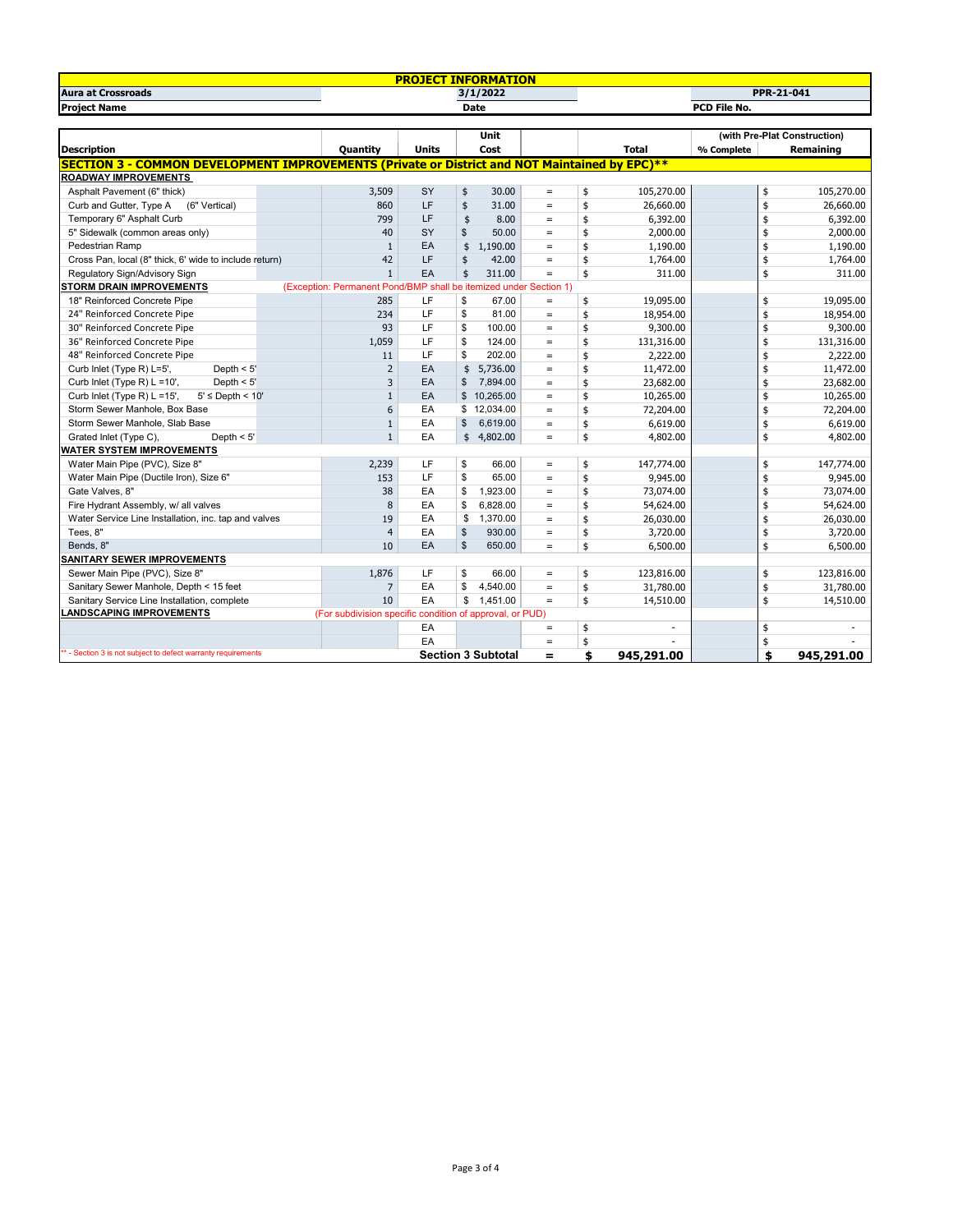| PROJECT INFORMATION | | | | | | | |
|---|---|---|---|---|---|---|---|
| Aura at Crossroads | | | 3/1/2022 | | | | PPR-21-041 |
| Project Name | | | Date | | | | PCD File No. |

| Description | Quantity | Units | Unit Cost | | Total | (with Pre-Plat Construction) % Complete | Remaining |
|---|---|---|---|---|---|---|---|
| **SECTION 3 - COMMON DEVELOPMENT IMPROVEMENTS (Private or District and NOT Maintained by EPC)\*\*** | | | | | | | |
| **ROADWAY IMPROVEMENTS** | | | | | | | |
| Asphalt Pavement (6" thick) | 3,509 | SY | $ 30.00 | = | $ 105,270.00 | | $ 105,270.00 |
| Curb and Gutter, Type A (6" Vertical) | 860 | LF | $ 31.00 | = | $ 26,660.00 | | $ 26,660.00 |
| Temporary 6" Asphalt Curb | 799 | LF | $ 8.00 | = | $ 6,392.00 | | $ 6,392.00 |
| 5" Sidewalk (common areas only) | 40 | SY | $ 50.00 | = | $ 2,000.00 | | $ 2,000.00 |
| Pedestrian Ramp | 1 | EA | $ 1,190.00 | = | $ 1,190.00 | | $ 1,190.00 |
| Cross Pan, local (8" thick, 6' wide to include return) | 42 | LF | $ 42.00 | = | $ 1,764.00 | | $ 1,764.00 |
| Regulatory Sign/Advisory Sign | 1 | EA | $ 311.00 | = | $ 311.00 | | $ 311.00 |
| **STORM DRAIN IMPROVEMENTS** (Exception: Permanent Pond/BMP shall be itemized under Section 1) | | | | | | | |
| 18" Reinforced Concrete Pipe | 285 | LF | $ 67.00 | = | $ 19,095.00 | | $ 19,095.00 |
| 24" Reinforced Concrete Pipe | 234 | LF | $ 81.00 | = | $ 18,954.00 | | $ 18,954.00 |
| 30" Reinforced Concrete Pipe | 93 | LF | $ 100.00 | = | $ 9,300.00 | | $ 9,300.00 |
| 36" Reinforced Concrete Pipe | 1,059 | LF | $ 124.00 | = | $ 131,316.00 | | $ 131,316.00 |
| 48" Reinforced Concrete Pipe | 11 | LF | $ 202.00 | = | $ 2,222.00 | | $ 2,222.00 |
| Curb Inlet (Type R) L=5', Depth < 5' | 2 | EA | $ 5,736.00 | = | $ 11,472.00 | | $ 11,472.00 |
| Curb Inlet (Type R) L =10', Depth < 5' | 3 | EA | $ 7,894.00 | = | $ 23,682.00 | | $ 23,682.00 |
| Curb Inlet (Type R) L =15', 5' ≤ Depth < 10' | 1 | EA | $ 10,265.00 | = | $ 10,265.00 | | $ 10,265.00 |
| Storm Sewer Manhole, Box Base | 6 | EA | $ 12,034.00 | = | $ 72,204.00 | | $ 72,204.00 |
| Storm Sewer Manhole, Slab Base | 1 | EA | $ 6,619.00 | = | $ 6,619.00 | | $ 6,619.00 |
| Grated Inlet (Type C), Depth < 5' | 1 | EA | $ 4,802.00 | = | $ 4,802.00 | | $ 4,802.00 |
| **WATER SYSTEM IMPROVEMENTS** | | | | | | | |
| Water Main Pipe (PVC), Size 8" | 2,239 | LF | $ 66.00 | = | $ 147,774.00 | | $ 147,774.00 |
| Water Main Pipe (Ductile Iron), Size 6" | 153 | LF | $ 65.00 | = | $ 9,945.00 | | $ 9,945.00 |
| Gate Valves, 8" | 38 | EA | $ 1,923.00 | = | $ 73,074.00 | | $ 73,074.00 |
| Fire Hydrant Assembly, w/ all valves | 8 | EA | $ 6,828.00 | = | $ 54,624.00 | | $ 54,624.00 |
| Water Service Line Installation, inc. tap and valves | 19 | EA | $ 1,370.00 | = | $ 26,030.00 | | $ 26,030.00 |
| Tees, 8" | 4 | EA | $ 930.00 | = | $ 3,720.00 | | $ 3,720.00 |
| Bends, 8" | 10 | EA | $ 650.00 | = | $ 6,500.00 | | $ 6,500.00 |
| **SANITARY SEWER IMPROVEMENTS** | | | | | | | |
| Sewer Main Pipe (PVC), Size 8" | 1,876 | LF | $ 66.00 | = | $ 123,816.00 | | $ 123,816.00 |
| Sanitary Sewer Manhole, Depth < 15 feet | 7 | EA | $ 4,540.00 | = | $ 31,780.00 | | $ 31,780.00 |
| Sanitary Service Line Installation, complete | 10 | EA | $ 1,451.00 | = | $ 14,510.00 | | $ 14,510.00 |
| **LANDSCAPING IMPROVEMENTS** (For subdivision specific condition of approval, or PUD) | | | | | | | |
| | | EA | | = | $ - | | $ - |
| | | EA | | = | $ - | | $ - |
| \*\* - Section 3 is not subject to defect warranty requirements | | | **Section 3 Subtotal** | **=** | **$ 945,291.00** | | **$ 945,291.00** |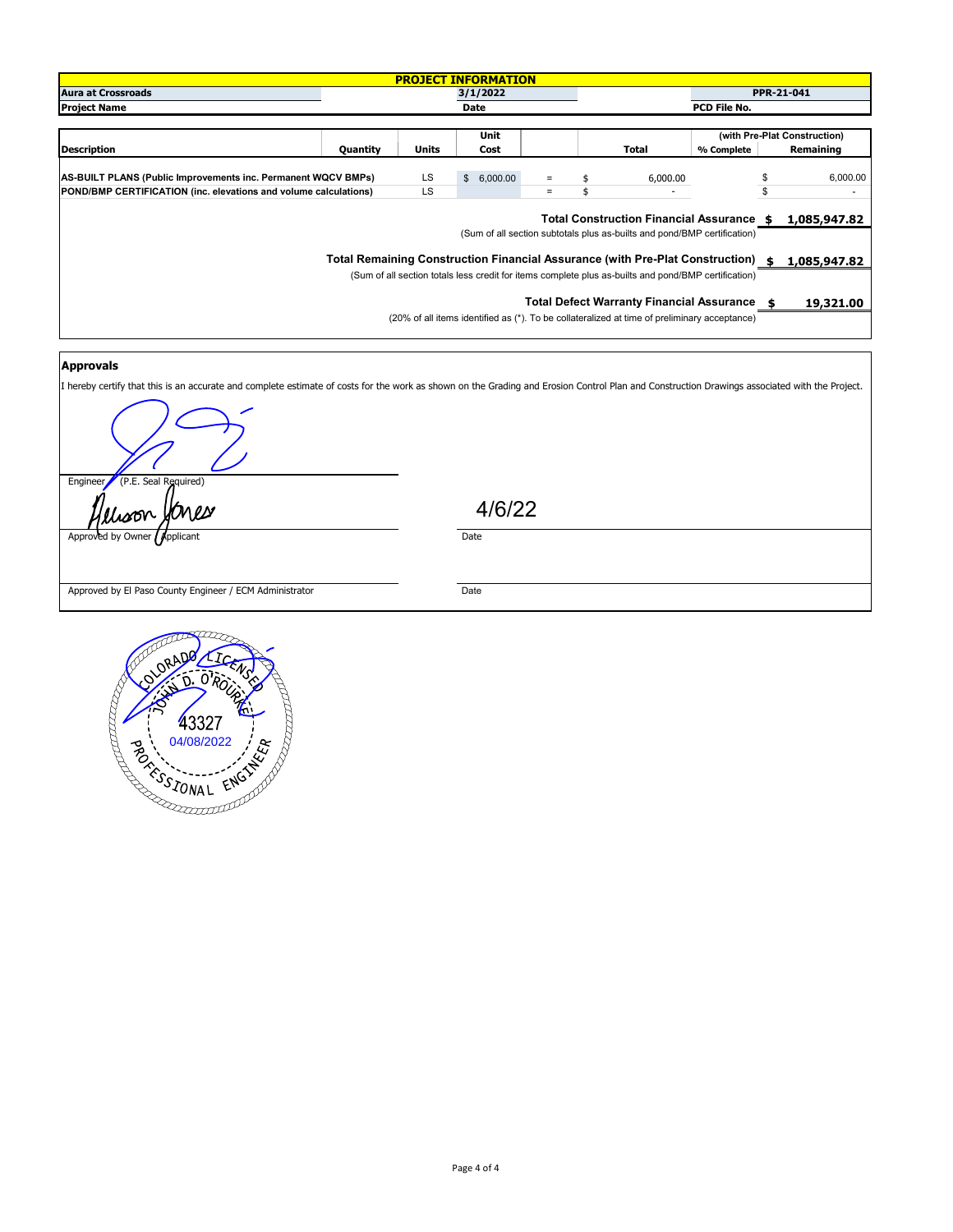## PROJECT INFORMATION

| | | | |
|---|---|---|---|
| **Aura at Crossroads** | **3/1/2022** | | **PPR-21-041** |
| **Project Name** | **Date** | | **PCD File No.** |

| Description | Quantity | Units | Unit Cost | | Total | (with Pre-Plat Construction) % Complete | Remaining |
|---|---|---|---|---|---|---|---|
| **AS-BUILT PLANS (Public Improvements inc. Permanent WQCV BMPs)** | | LS | $ 6,000.00 | = | $ 6,000.00 | | $ 6,000.00 |
| **POND/BMP CERTIFICATION (inc. elevations and volume calculations)** | | LS | | = | $ - | | $ - |

**Total Construction Financial Assurance $ 1,085,947.82**
(Sum of all section subtotals plus as-builts and pond/BMP certification)

**Total Remaining Construction Financial Assurance (with Pre-Plat Construction) $ 1,085,947.82**
(Sum of all section totals less credit for items complete plus as-builts and pond/BMP certification)

**Total Defect Warranty Financial Assurance $ 19,321.00**
(20% of all items identified as (*). To be collateralized at time of preliminary acceptance)

## Approvals

I hereby certify that this is an accurate and complete estimate of costs for the work as shown on the Grading and Erosion Control Plan and Construction Drawings associated with the Project.

Engineer (P.E. Seal Required)

Allison Jones — 4/6/22

Approved by Owner / Applicant — Date

Approved by El Paso County Engineer / ECM Administrator — Date

COLORADO LICENSED
JOHN D. O'ROURKE
43327
04/08/2022
PROFESSIONAL ENGINEER